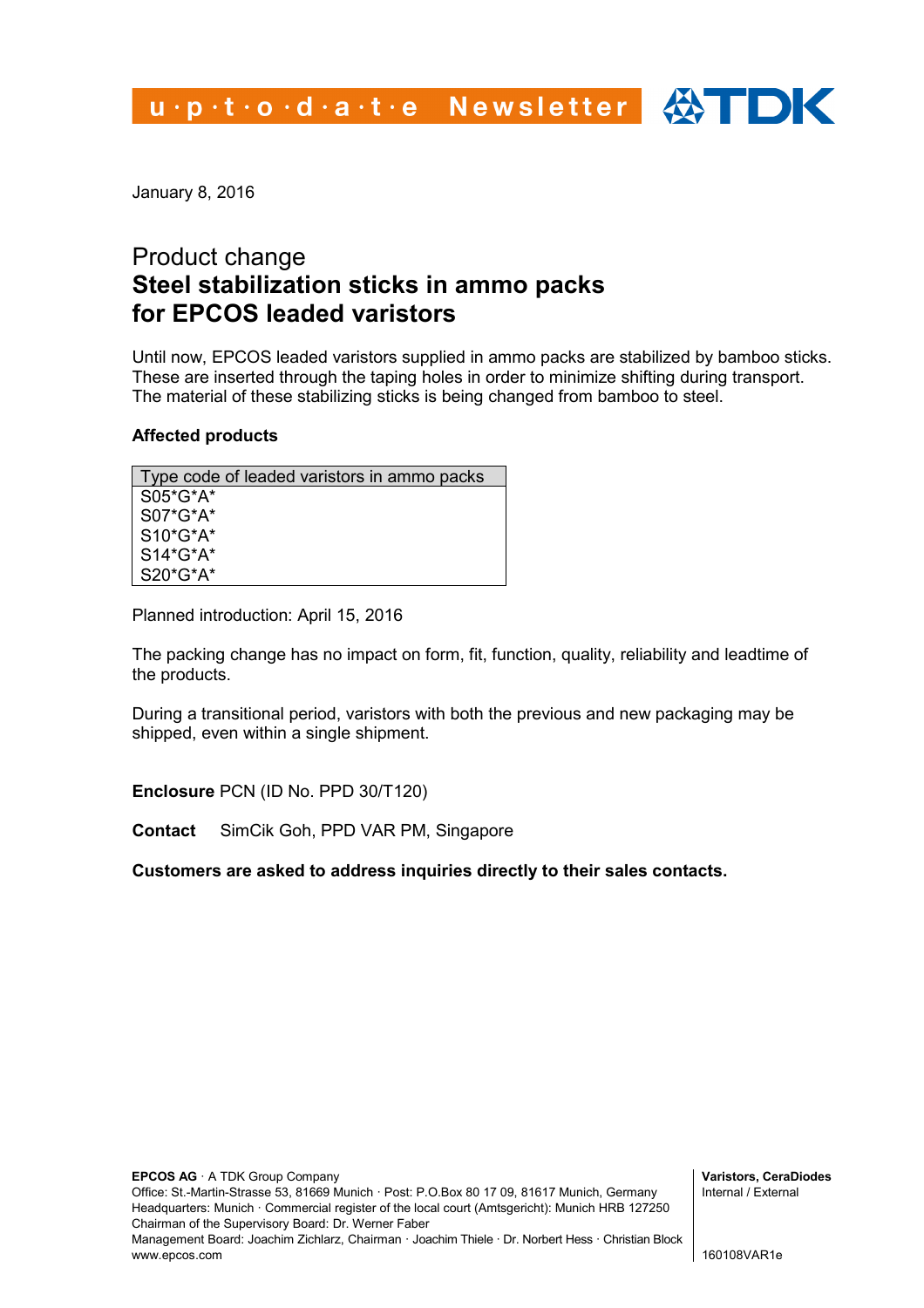u·p·t·o·d·a·t·e Newsletter

January 8, 2016

# Product change
# Steel stabilization sticks in ammo packs for EPCOS leaded varistors

Until now, EPCOS leaded varistors supplied in ammo packs are stabilized by bamboo sticks. These are inserted through the taping holes in order to minimize shifting during transport. The material of these stabilizing sticks is being changed from bamboo to steel.

**Affected products**

| Type code of leaded varistors in ammo packs |
|---|
| S05*G*A* |
| S07*G*A* |
| S10*G*A* |
| S14*G*A* |
| S20*G*A* |

Planned introduction: April 15, 2016

The packing change has no impact on form, fit, function, quality, reliability and leadtime of the products.

During a transitional period, varistors with both the previous and new packaging may be shipped, even within a single shipment.

**Enclosure** PCN (ID No. PPD 30/T120)

**Contact** SimCik Goh, PPD VAR PM, Singapore

**Customers are asked to address inquiries directly to their sales contacts.**

**EPCOS AG** · A TDK Group Company
Office: St.-Martin-Strasse 53, 81669 Munich · Post: P.O.Box 80 17 09, 81617 Munich, Germany
Headquarters: Munich · Commercial register of the local court (Amtsgericht): Munich HRB 127250
Chairman of the Supervisory Board: Dr. Werner Faber
Management Board: Joachim Zichlarz, Chairman · Joachim Thiele · Dr. Norbert Hess · Christian Block
www.epcos.com

**Varistors, CeraDiodes**
Internal / External

160108VAR1e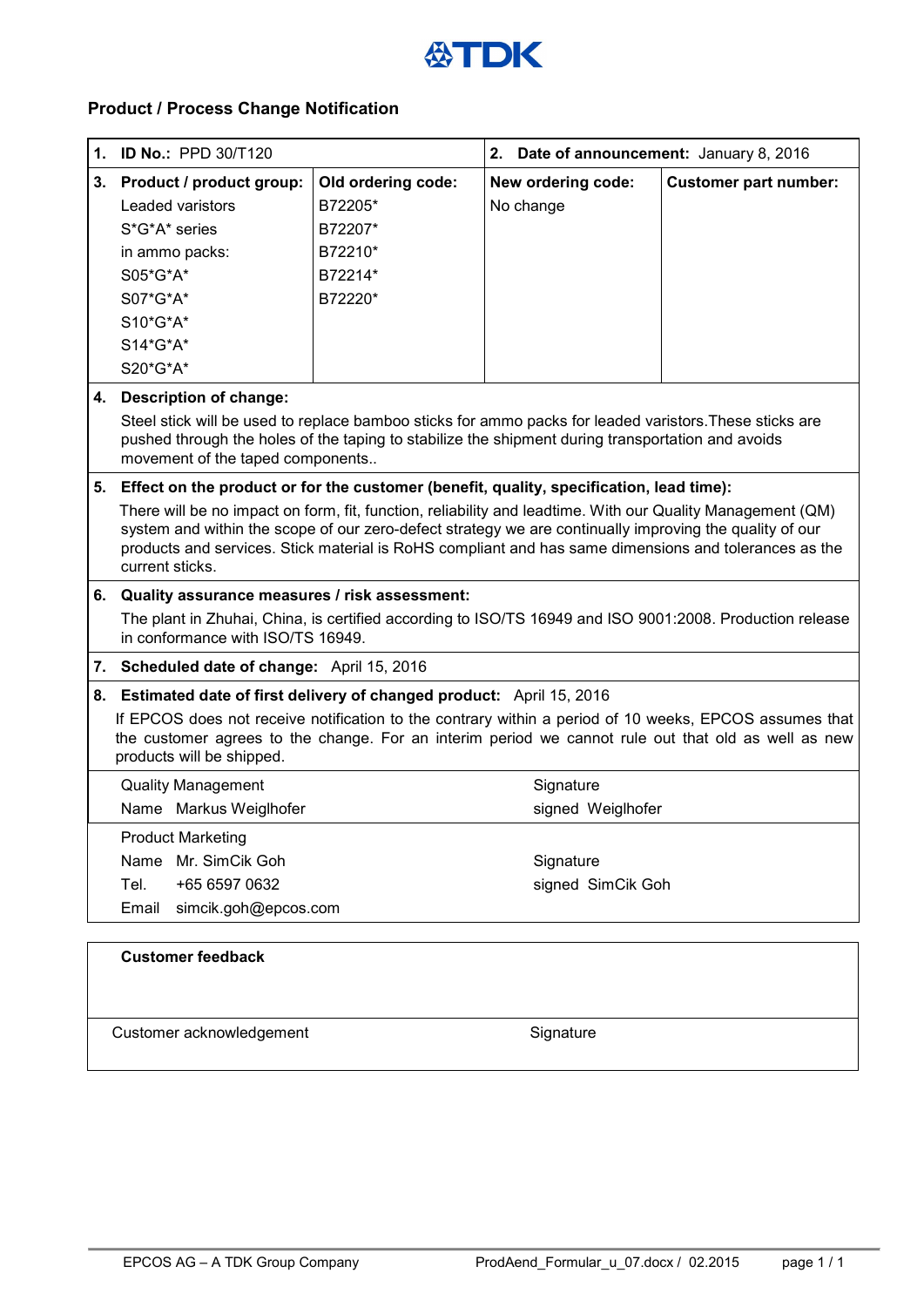TDK

## Product / Process Change Notification

| | | | |
|---|---|---|---|
| **1. ID No.:** PPD 30/T120 | | **2. Date of announcement:** January 8, 2016 | |
| **3. Product / product group:**<br>Leaded varistors<br>S*G*A* series<br>in ammo packs:<br>S05*G*A*<br>S07*G*A*<br>S10*G*A*<br>S14*G*A*<br>S20*G*A* | **Old ordering code:**<br>B72205*<br>B72207*<br>B72210*<br>B72214*<br>B72220* | **New ordering code:**<br>No change | **Customer part number:** |

**4. Description of change:**

Steel stick will be used to replace bamboo sticks for ammo packs for leaded varistors.These sticks are pushed through the holes of the taping to stabilize the shipment during transportation and avoids movement of the taped components..

**5. Effect on the product or for the customer (benefit, quality, specification, lead time):**

There will be no impact on form, fit, function, reliability and leadtime. With our Quality Management (QM) system and within the scope of our zero-defect strategy we are continually improving the quality of our products and services. Stick material is RoHS compliant and has same dimensions and tolerances as the current sticks.

**6. Quality assurance measures / risk assessment:**

The plant in Zhuhai, China, is certified according to ISO/TS 16949 and ISO 9001:2008. Production release in conformance with ISO/TS 16949.

**7. Scheduled date of change:** April 15, 2016

**8. Estimated date of first delivery of changed product:** April 15, 2016

If EPCOS does not receive notification to the contrary within a period of 10 weeks, EPCOS assumes that the customer agrees to the change. For an interim period we cannot rule out that old as well as new products will be shipped.

| | |
|---|---|
| Quality Management<br>Name Markus Weiglhofer | Signature<br>signed Weiglhofer |
| Product Marketing<br>Name Mr. SimCik Goh<br>Tel. +65 6597 0632<br>Email simcik.goh@epcos.com | Signature<br>signed SimCik Goh |

**Customer feedback**

| | |
|---|---|
| Customer acknowledgement | Signature |

EPCOS AG – A TDK Group Company ProdAend_Formular_u_07.docx / 02.2015